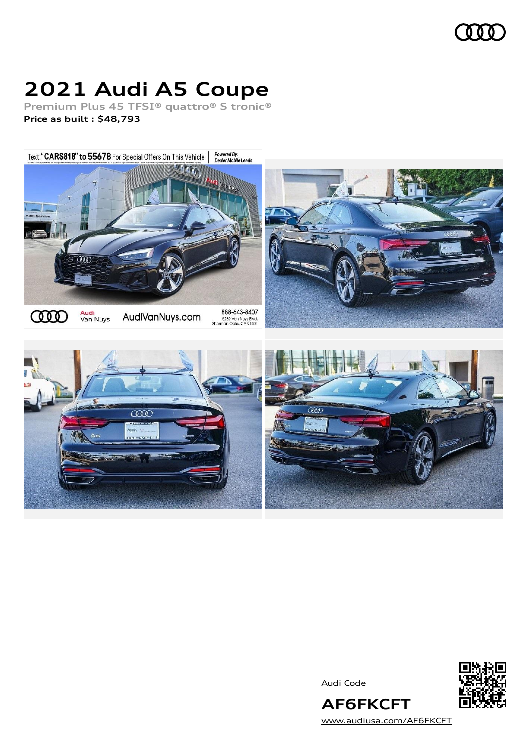# 2021 Audi A5 Coupe

**Premium Plus 45 TFSI® quattro® S tronic®**

**Price as built : $48,793**

Audi Code

**AF6FKCFT**

[www.audiusa.com/AF6FKCFT](www.audiusa.com/AF6FKCFT)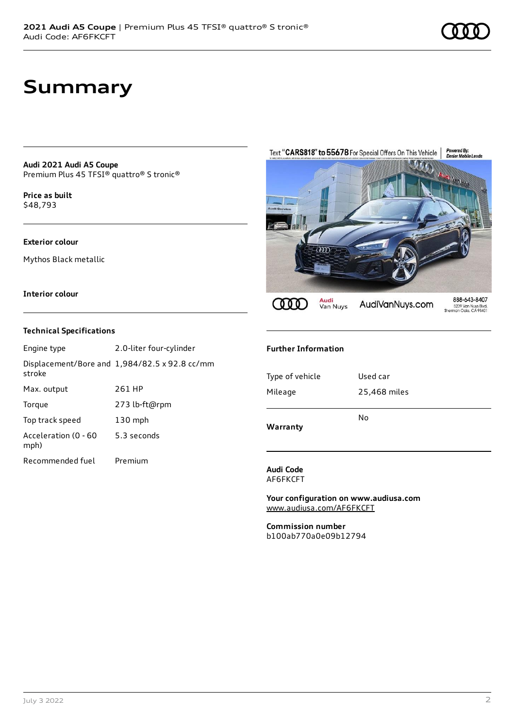# Summary

**Audi 2021 Audi A5 Coupe**
Premium Plus 45 TFSI® quattro® S tronic®

**Price as built**
$48,793

**Exterior colour**

Mythos Black metallic

**Interior colour**

### Technical Specifications

| | |
|---|---|
| Engine type | 2.0-liter four-cylinder |
| Displacement/Bore and stroke | 1,984/82.5 x 92.8 cc/mm |
| Max. output | 261 HP |
| Torque | 273 lb-ft@rpm |
| Top track speed | 130 mph |
| Acceleration (0 - 60 mph) | 5.3 seconds |
| Recommended fuel | Premium |

### Further Information

| | |
|---|---|
| Type of vehicle | Used car |
| Mileage | 25,468 miles |
| **Warranty** | No |

**Audi Code**
AF6FKCFT

**Your configuration on www.audiusa.com**
www.audiusa.com/AF6FKCFT

**Commission number**
b100ab770a0e09b12794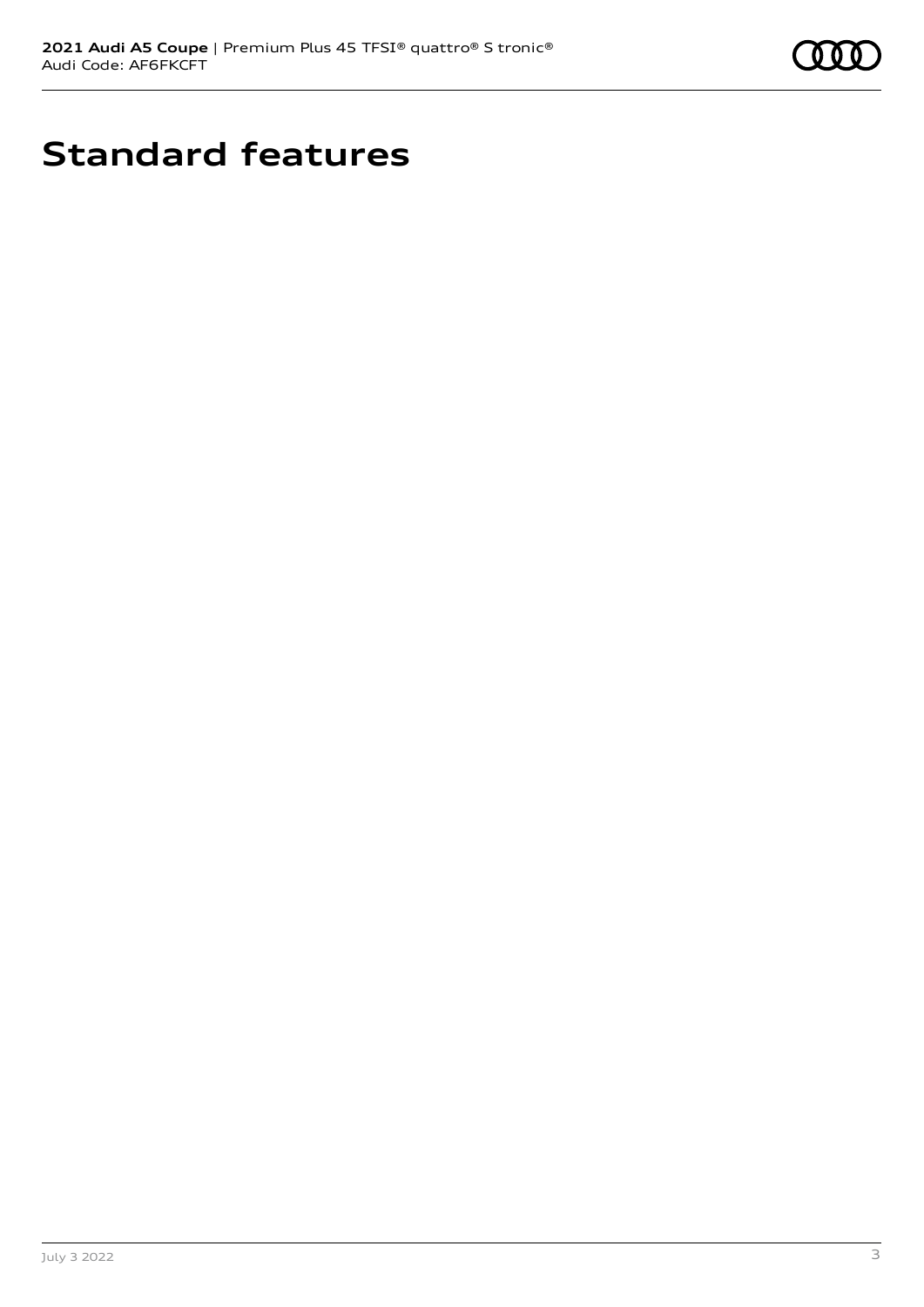# Standard features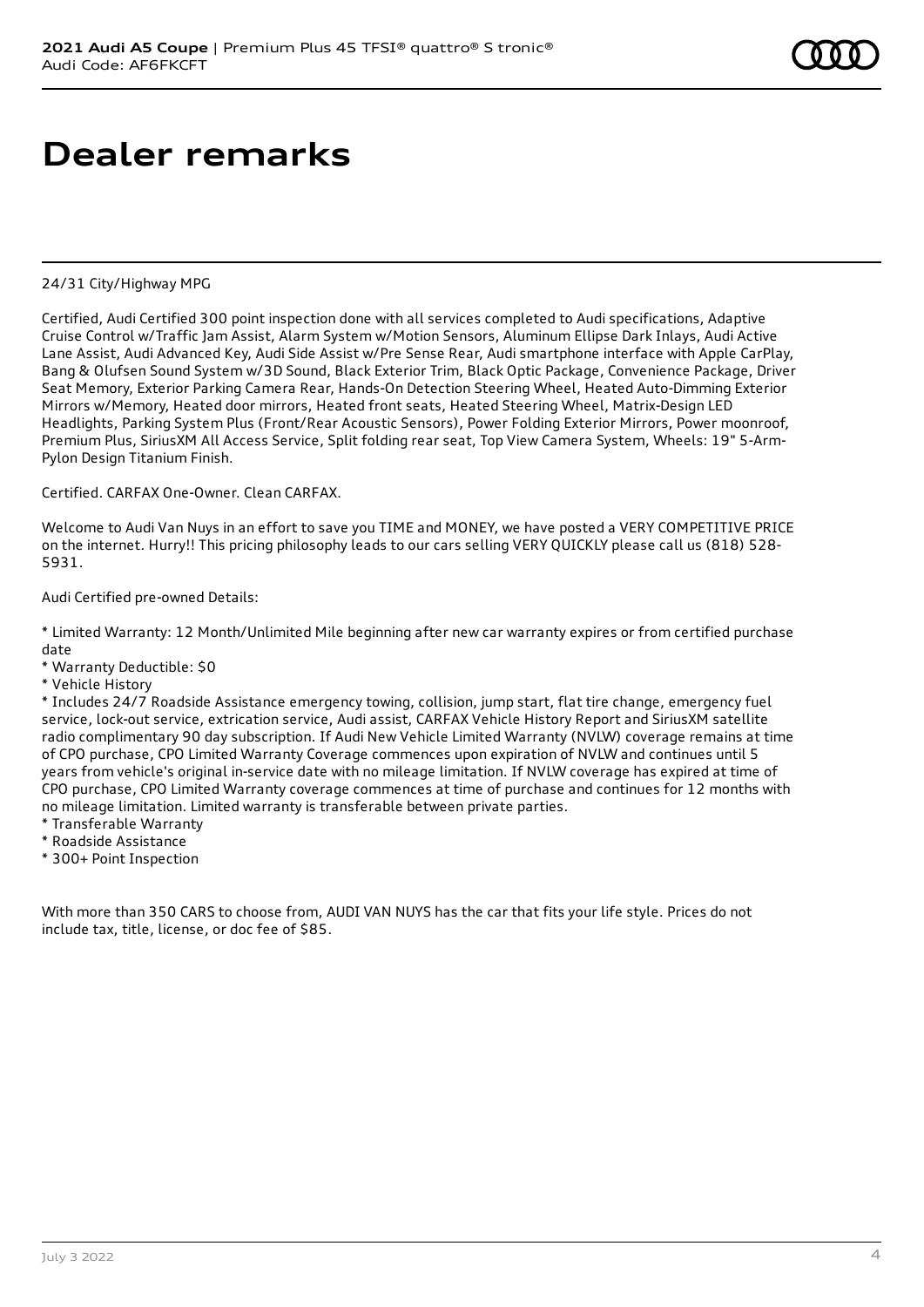# Dealer remarks

24/31 City/Highway MPG

Certified, Audi Certified 300 point inspection done with all services completed to Audi specifications, Adaptive Cruise Control w/Traffic Jam Assist, Alarm System w/Motion Sensors, Aluminum Ellipse Dark Inlays, Audi Active Lane Assist, Audi Advanced Key, Audi Side Assist w/Pre Sense Rear, Audi smartphone interface with Apple CarPlay, Bang & Olufsen Sound System w/3D Sound, Black Exterior Trim, Black Optic Package, Convenience Package, Driver Seat Memory, Exterior Parking Camera Rear, Hands-On Detection Steering Wheel, Heated Auto-Dimming Exterior Mirrors w/Memory, Heated door mirrors, Heated front seats, Heated Steering Wheel, Matrix-Design LED Headlights, Parking System Plus (Front/Rear Acoustic Sensors), Power Folding Exterior Mirrors, Power moonroof, Premium Plus, SiriusXM All Access Service, Split folding rear seat, Top View Camera System, Wheels: 19" 5-Arm-Pylon Design Titanium Finish.

Certified. CARFAX One-Owner. Clean CARFAX.

Welcome to Audi Van Nuys in an effort to save you TIME and MONEY, we have posted a VERY COMPETITIVE PRICE on the internet. Hurry!! This pricing philosophy leads to our cars selling VERY QUICKLY please call us (818) 528-5931.

Audi Certified pre-owned Details:

* Limited Warranty: 12 Month/Unlimited Mile beginning after new car warranty expires or from certified purchase date
* Warranty Deductible: $0
* Vehicle History
* Includes 24/7 Roadside Assistance emergency towing, collision, jump start, flat tire change, emergency fuel service, lock-out service, extrication service, Audi assist, CARFAX Vehicle History Report and SiriusXM satellite radio complimentary 90 day subscription. If Audi New Vehicle Limited Warranty (NVLW) coverage remains at time of CPO purchase, CPO Limited Warranty Coverage commences upon expiration of NVLW and continues until 5 years from vehicle's original in-service date with no mileage limitation. If NVLW coverage has expired at time of CPO purchase, CPO Limited Warranty coverage commences at time of purchase and continues for 12 months with no mileage limitation. Limited warranty is transferable between private parties.
* Transferable Warranty
* Roadside Assistance
* 300+ Point Inspection

With more than 350 CARS to choose from, AUDI VAN NUYS has the car that fits your life style. Prices do not include tax, title, license, or doc fee of $85.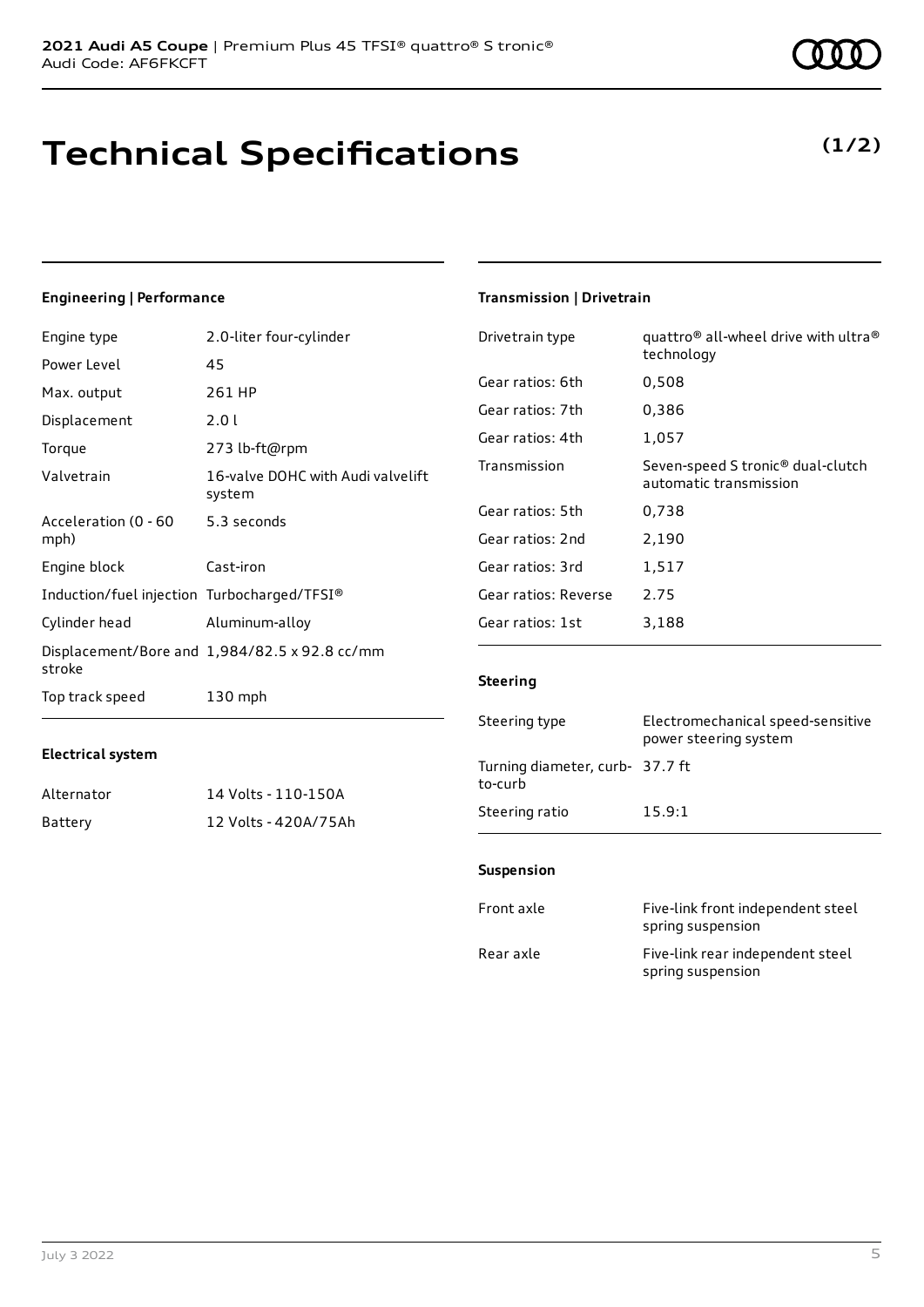# Technical Specifications

**(1/2)**

### Engineering | Performance

| | |
|---|---|
| Engine type | 2.0-liter four-cylinder |
| Power Level | 45 |
| Max. output | 261 HP |
| Displacement | 2.0 l |
| Torque | 273 lb-ft@rpm |
| Valvetrain | 16-valve DOHC with Audi valvelift system |
| Acceleration (0 - 60 mph) | 5.3 seconds |
| Engine block | Cast-iron |
| Induction/fuel injection | Turbocharged/TFSI® |
| Cylinder head | Aluminum-alloy |
| Displacement/Bore and stroke | 1,984/82.5 x 92.8 cc/mm |
| Top track speed | 130 mph |

### Electrical system

| | |
|---|---|
| Alternator | 14 Volts - 110-150A |
| Battery | 12 Volts - 420A/75Ah |

### Transmission | Drivetrain

| | |
|---|---|
| Drivetrain type | quattro® all-wheel drive with ultra® technology |
| Gear ratios: 6th | 0,508 |
| Gear ratios: 7th | 0,386 |
| Gear ratios: 4th | 1,057 |
| Transmission | Seven-speed S tronic® dual-clutch automatic transmission |
| Gear ratios: 5th | 0,738 |
| Gear ratios: 2nd | 2,190 |
| Gear ratios: 3rd | 1,517 |
| Gear ratios: Reverse | 2.75 |
| Gear ratios: 1st | 3,188 |

### Steering

| | |
|---|---|
| Steering type | Electromechanical speed-sensitive power steering system |
| Turning diameter, curb-to-curb | 37.7 ft |
| Steering ratio | 15.9:1 |

### Suspension

| | |
|---|---|
| Front axle | Five-link front independent steel spring suspension |
| Rear axle | Five-link rear independent steel spring suspension |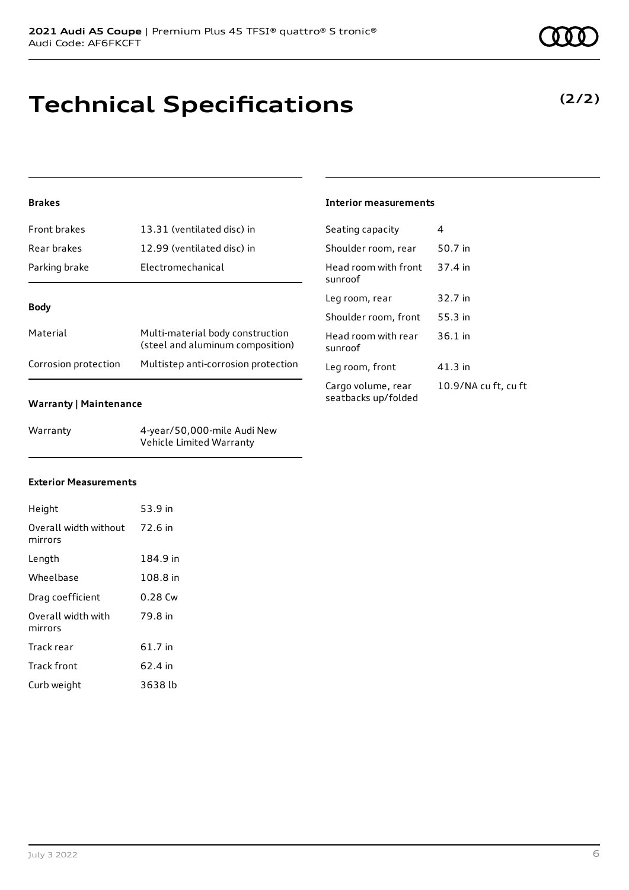# Technical Specifications

**(2/2)**

### Brakes

| | |
|---|---|
| Front brakes | 13.31 (ventilated disc) in |
| Rear brakes | 12.99 (ventilated disc) in |
| Parking brake | Electromechanical |

### Body

| | |
|---|---|
| Material | Multi-material body construction (steel and aluminum composition) |
| Corrosion protection | Multistep anti-corrosion protection |

### Warranty | Maintenance

| | |
|---|---|
| Warranty | 4-year/50,000-mile Audi New Vehicle Limited Warranty |

### Exterior Measurements

| | |
|---|---|
| Height | 53.9 in |
| Overall width without mirrors | 72.6 in |
| Length | 184.9 in |
| Wheelbase | 108.8 in |
| Drag coefficient | 0.28 Cw |
| Overall width with mirrors | 79.8 in |
| Track rear | 61.7 in |
| Track front | 62.4 in |
| Curb weight | 3638 lb |

### Interior measurements

| | |
|---|---|
| Seating capacity | 4 |
| Shoulder room, rear | 50.7 in |
| Head room with front sunroof | 37.4 in |
| Leg room, rear | 32.7 in |
| Shoulder room, front | 55.3 in |
| Head room with rear sunroof | 36.1 in |
| Leg room, front | 41.3 in |
| Cargo volume, rear seatbacks up/folded | 10.9/NA cu ft, cu ft |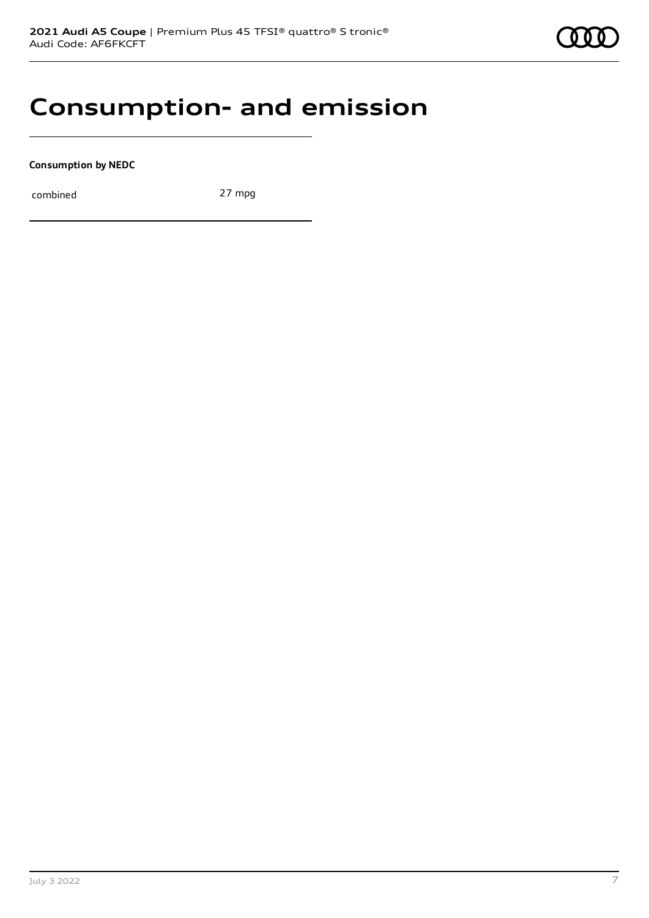# Consumption- and emission

**Consumption by NEDC**

| | |
|---|---|
| combined | 27 mpg |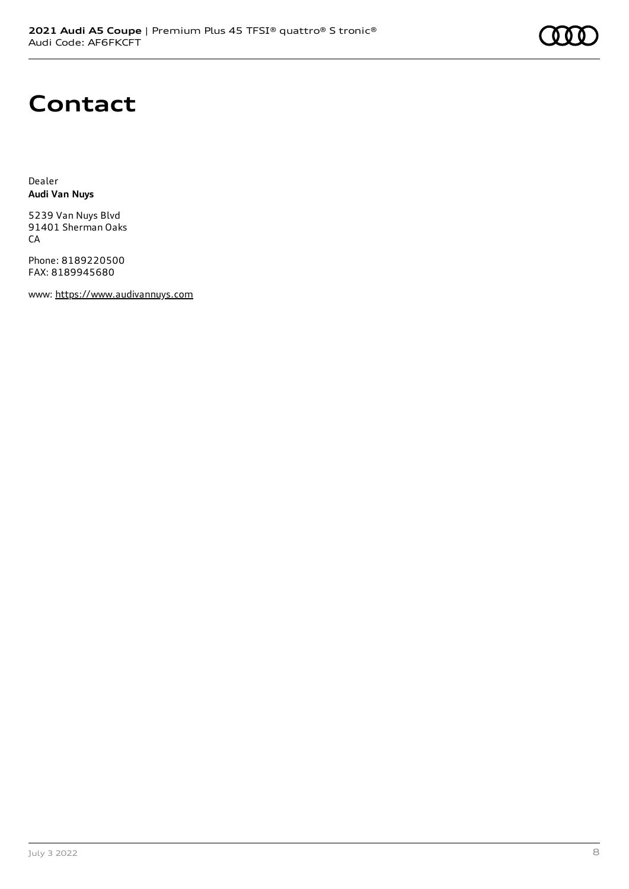# Contact

Dealer
**Audi Van Nuys**

5239 Van Nuys Blvd
91401 Sherman Oaks
CA

Phone: 8189220500
FAX: 8189945680

www: https://www.audivannuys.com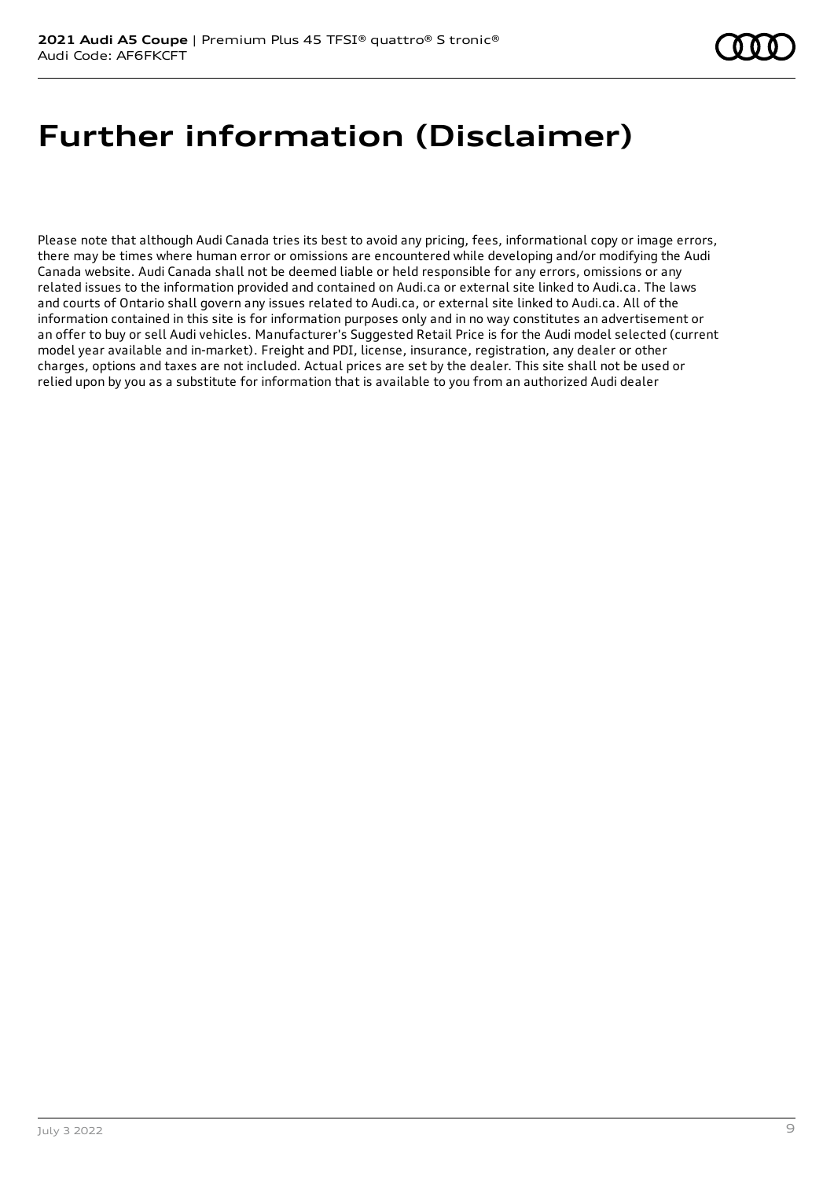# Further information (Disclaimer)

Please note that although Audi Canada tries its best to avoid any pricing, fees, informational copy or image errors, there may be times where human error or omissions are encountered while developing and/or modifying the Audi Canada website. Audi Canada shall not be deemed liable or held responsible for any errors, omissions or any related issues to the information provided and contained on Audi.ca or external site linked to Audi.ca. The laws and courts of Ontario shall govern any issues related to Audi.ca, or external site linked to Audi.ca. All of the information contained in this site is for information purposes only and in no way constitutes an advertisement or an offer to buy or sell Audi vehicles. Manufacturer's Suggested Retail Price is for the Audi model selected (current model year available and in-market). Freight and PDI, license, insurance, registration, any dealer or other charges, options and taxes are not included. Actual prices are set by the dealer. This site shall not be used or relied upon by you as a substitute for information that is available to you from an authorized Audi dealer